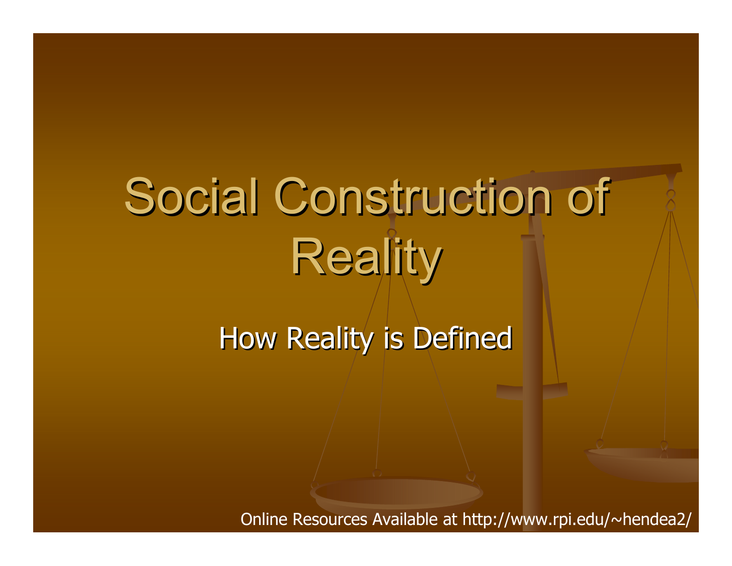# Social Construction of Reality

## How Reality is Defined

Online Resources Available at http://www.rpi.edu/~hendea2/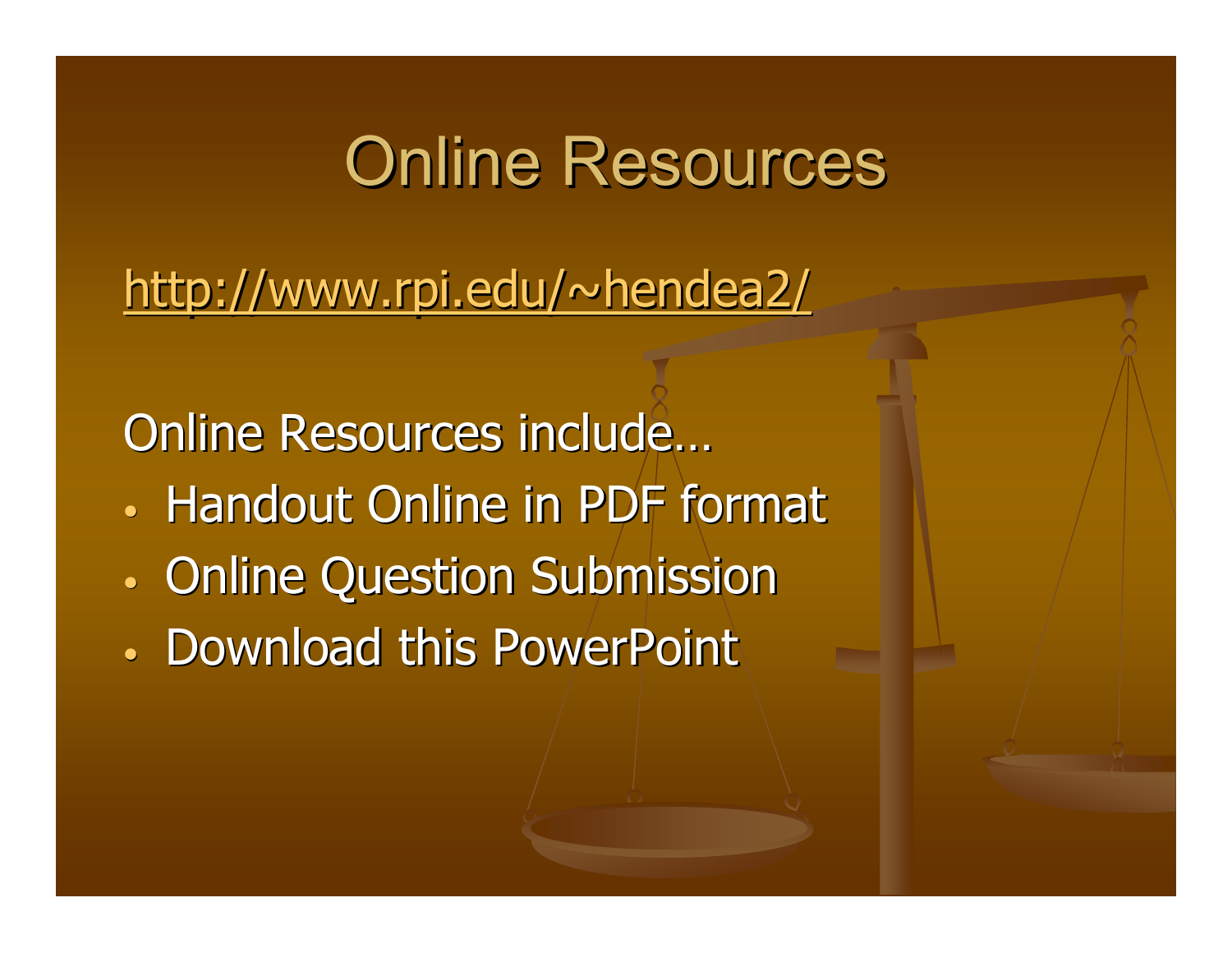# Online Resources

http://www.rpi.edu/~hendea2/

Online Resources include…

- Handout Online in PDF format
- Online Question Submission
- Download this PowerPoint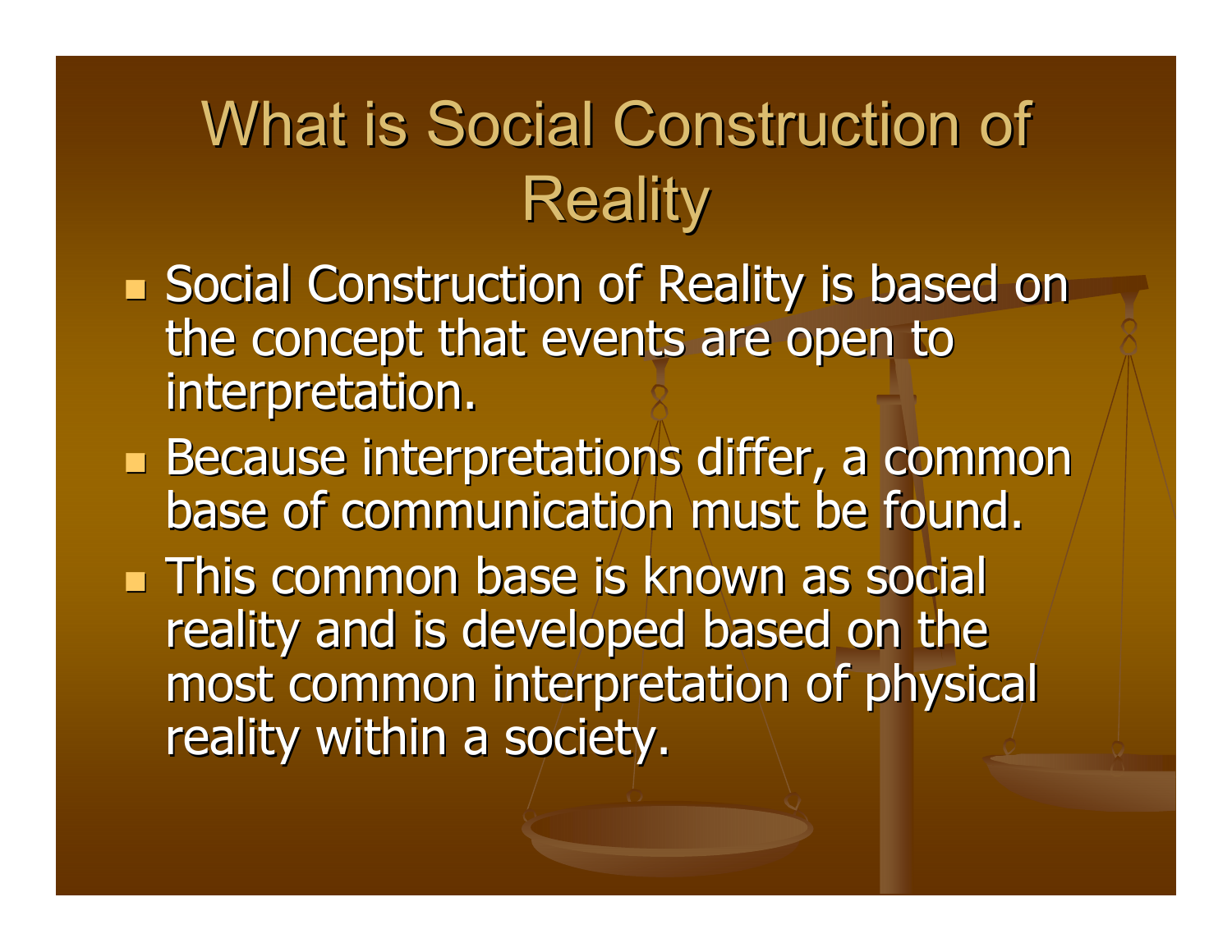# What is Social Construction of Reality

- Social Construction of Reality is based on the concept that events are open to interpretation.
- Because interpretations differ, a common base of communication must be found.
- This common base is known as social reality and is developed based on the most common interpretation of physical reality within a society.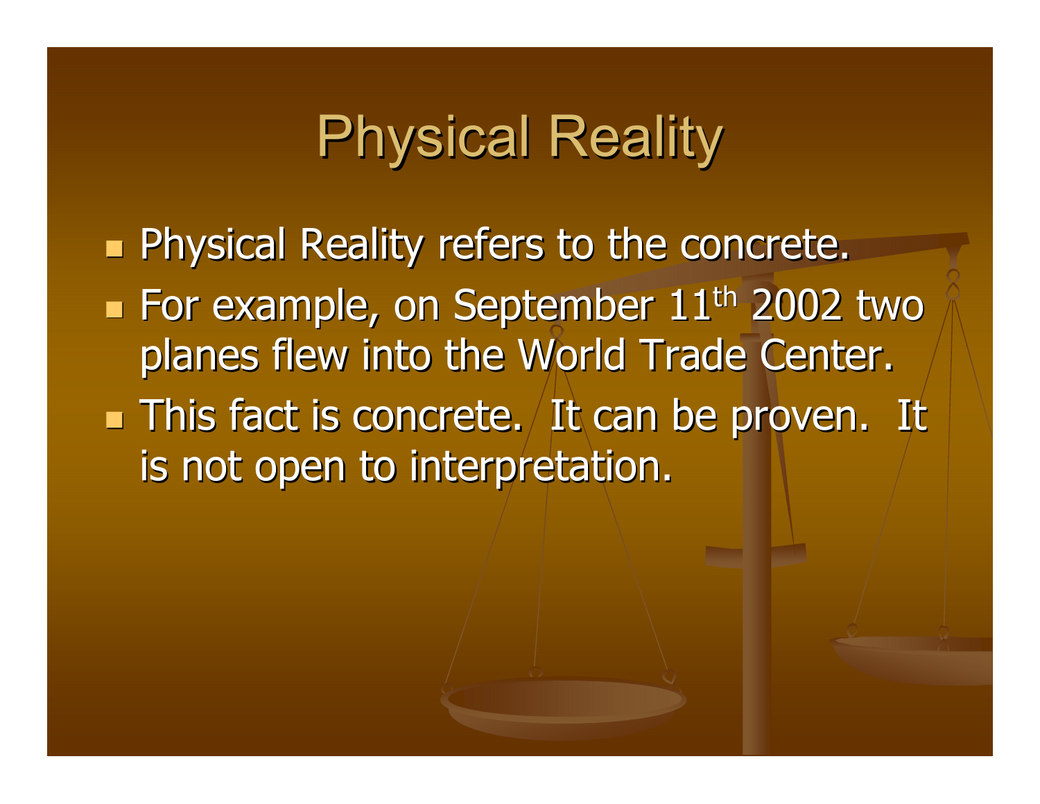# Physical Reality

- Physical Reality refers to the concrete.
- For example, on September 11th 2002 two planes flew into the World Trade Center.
- This fact is concrete. It can be proven. It is not open to interpretation.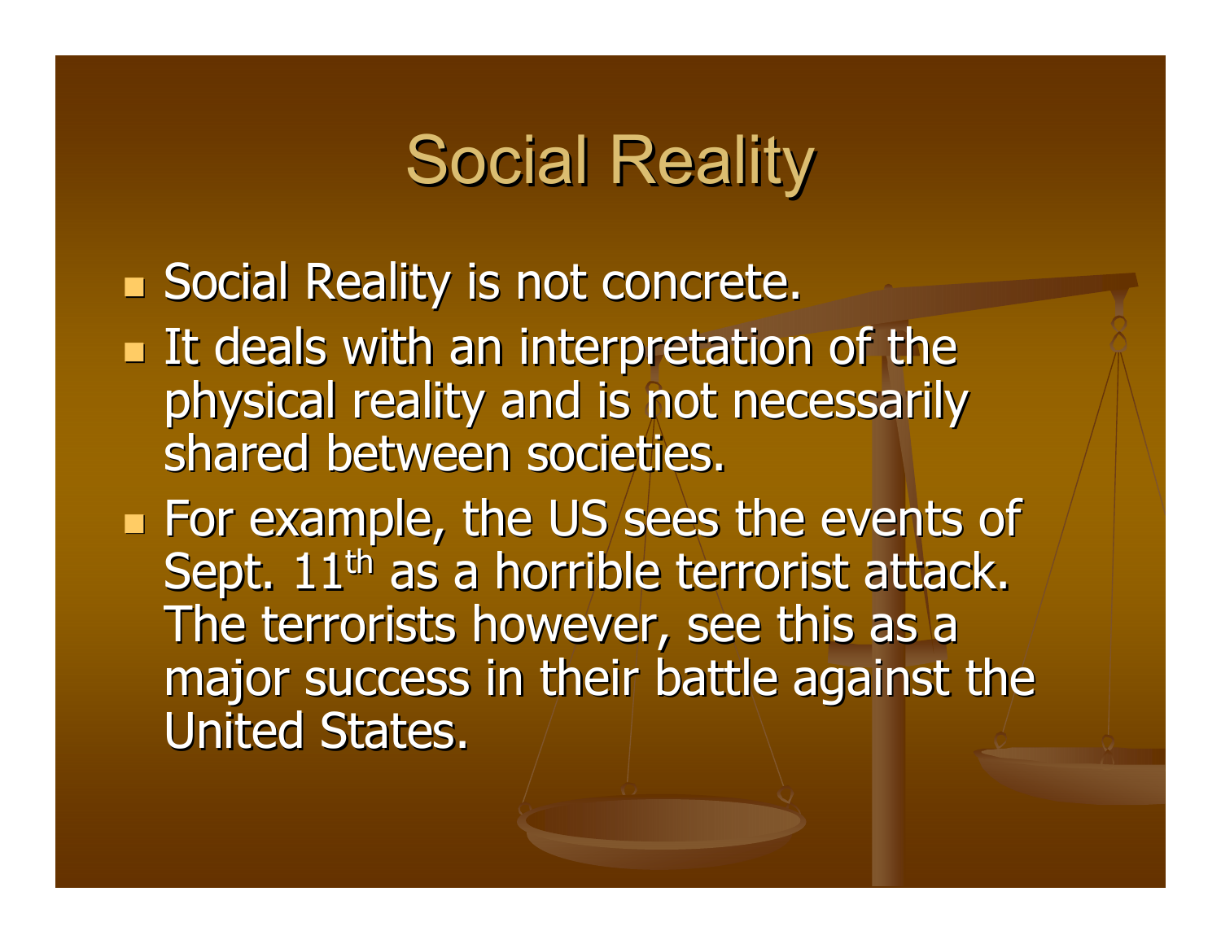# Social Reality

- Social Reality is not concrete.
- It deals with an interpretation of the physical reality and is not necessarily shared between societies.
- For example, the US sees the events of Sept. 11th as a horrible terrorist attack. The terrorists however, see this as a major success in their battle against the United States.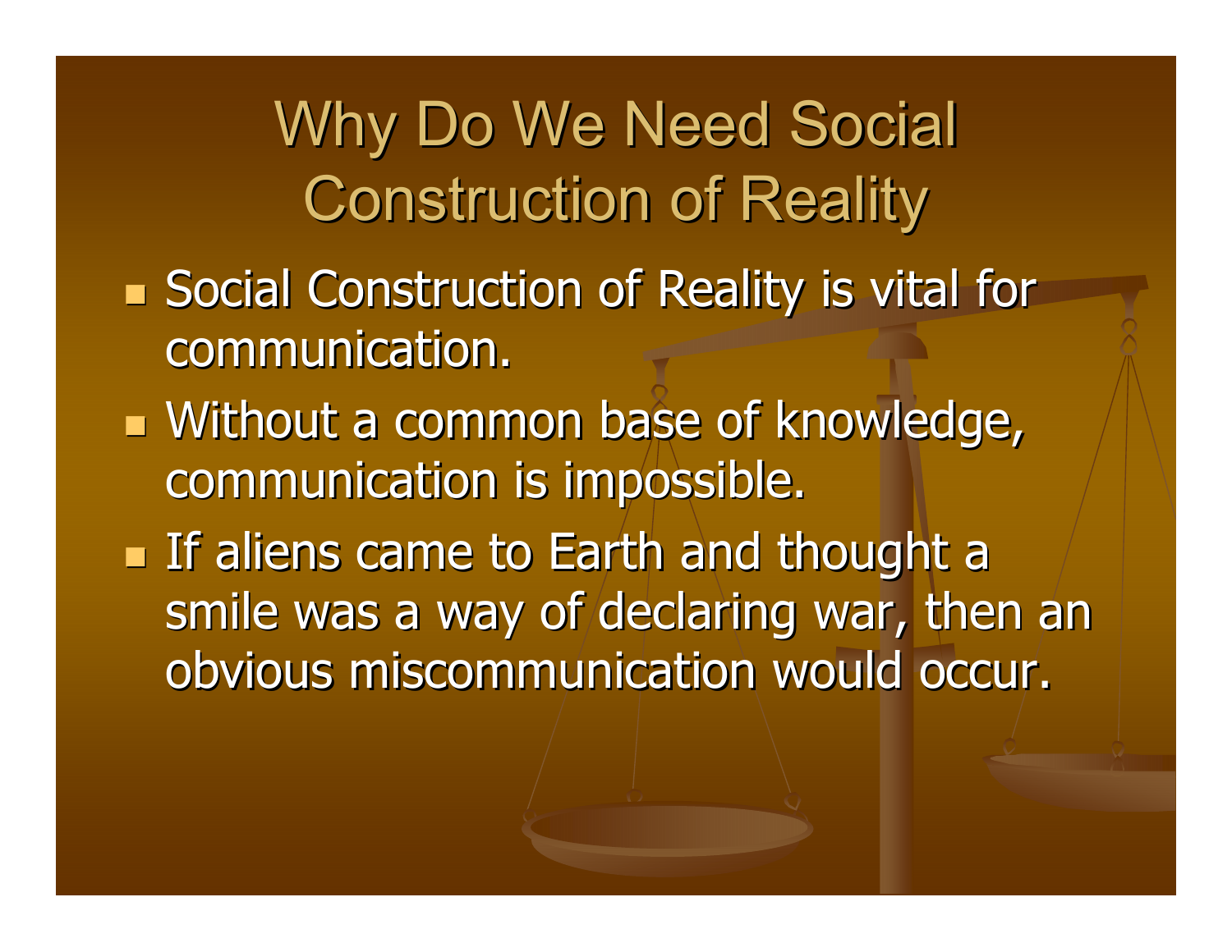# Why Do We Need Social Construction of Reality

- Social Construction of Reality is vital for communication.
- Without a common base of knowledge, communication is impossible.
- If aliens came to Earth and thought a smile was a way of declaring war, then an obvious miscommunication would occur.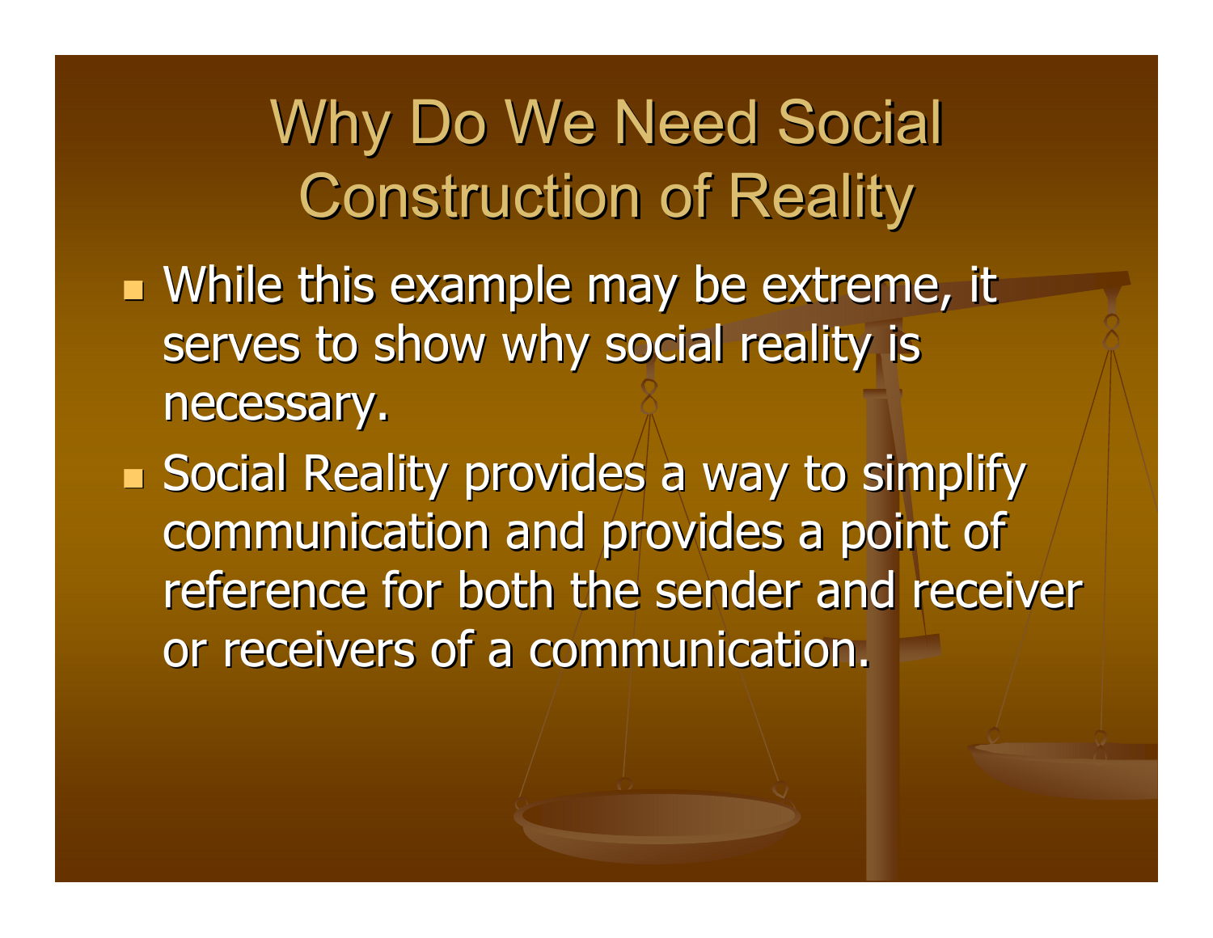# Why Do We Need Social Construction of Reality

- While this example may be extreme, it serves to show why social reality is necessary.
- Social Reality provides a way to simplify communication and provides a point of reference for both the sender and receiver or receivers of a communication.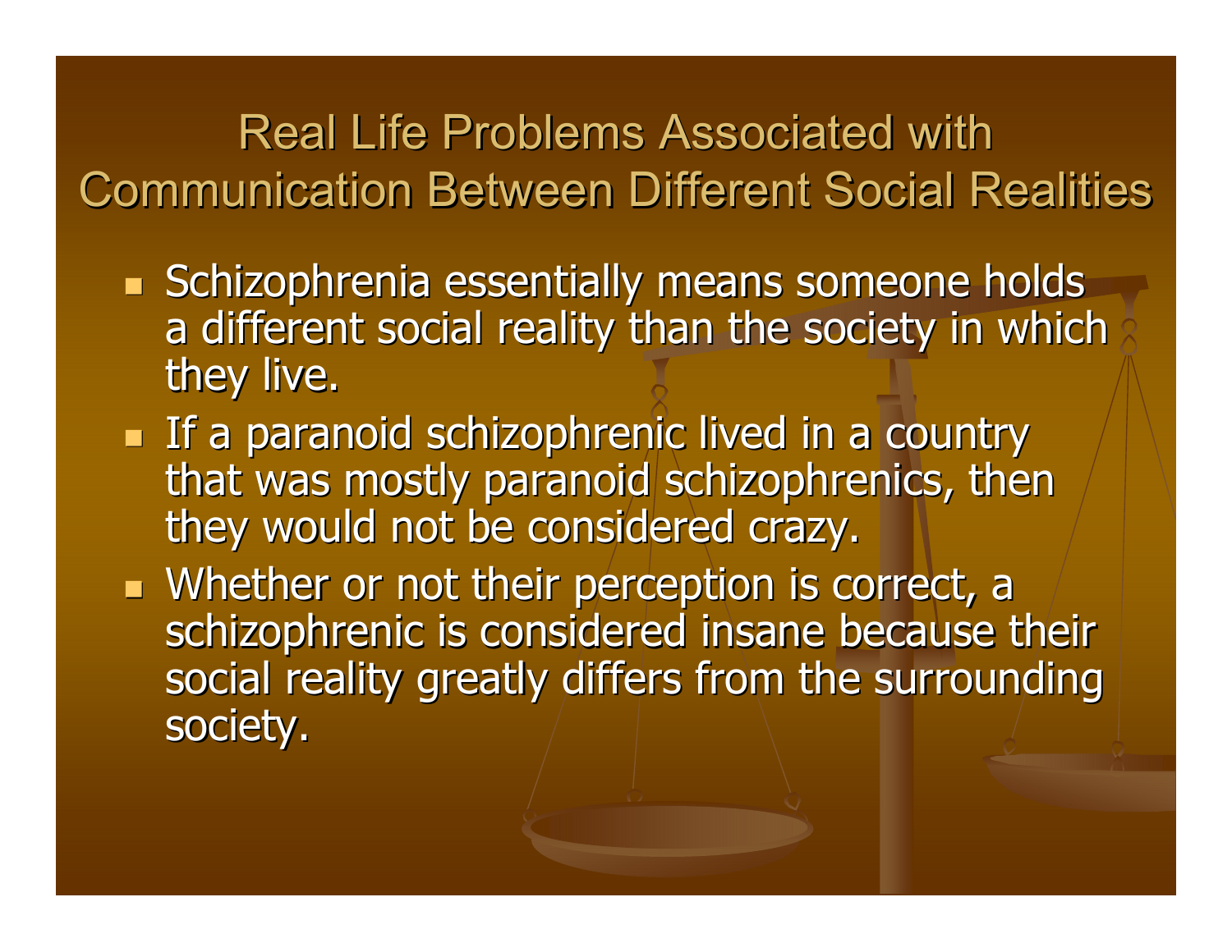# Real Life Problems Associated with Communication Between Different Social Realities

- Schizophrenia essentially means someone holds a different social reality than the society in which they live.
- If a paranoid schizophrenic lived in a country that was mostly paranoid schizophrenics, then they would not be considered crazy.
- Whether or not their perception is correct, a schizophrenic is considered insane because their social reality greatly differs from the surrounding society.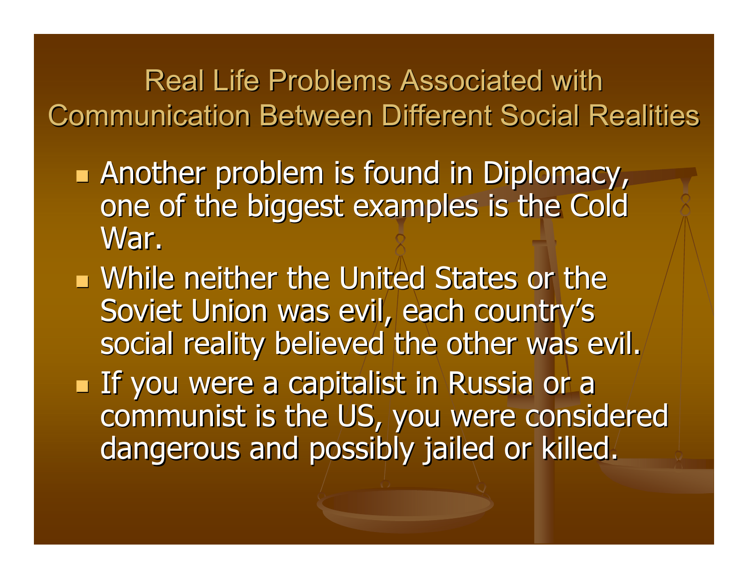# Real Life Problems Associated with Communication Between Different Social Realities

- Another problem is found in Diplomacy, one of the biggest examples is the Cold War.
- While neither the United States or the Soviet Union was evil, each country's social reality believed the other was evil.
- If you were a capitalist in Russia or a communist is the US, you were considered dangerous and possibly jailed or killed.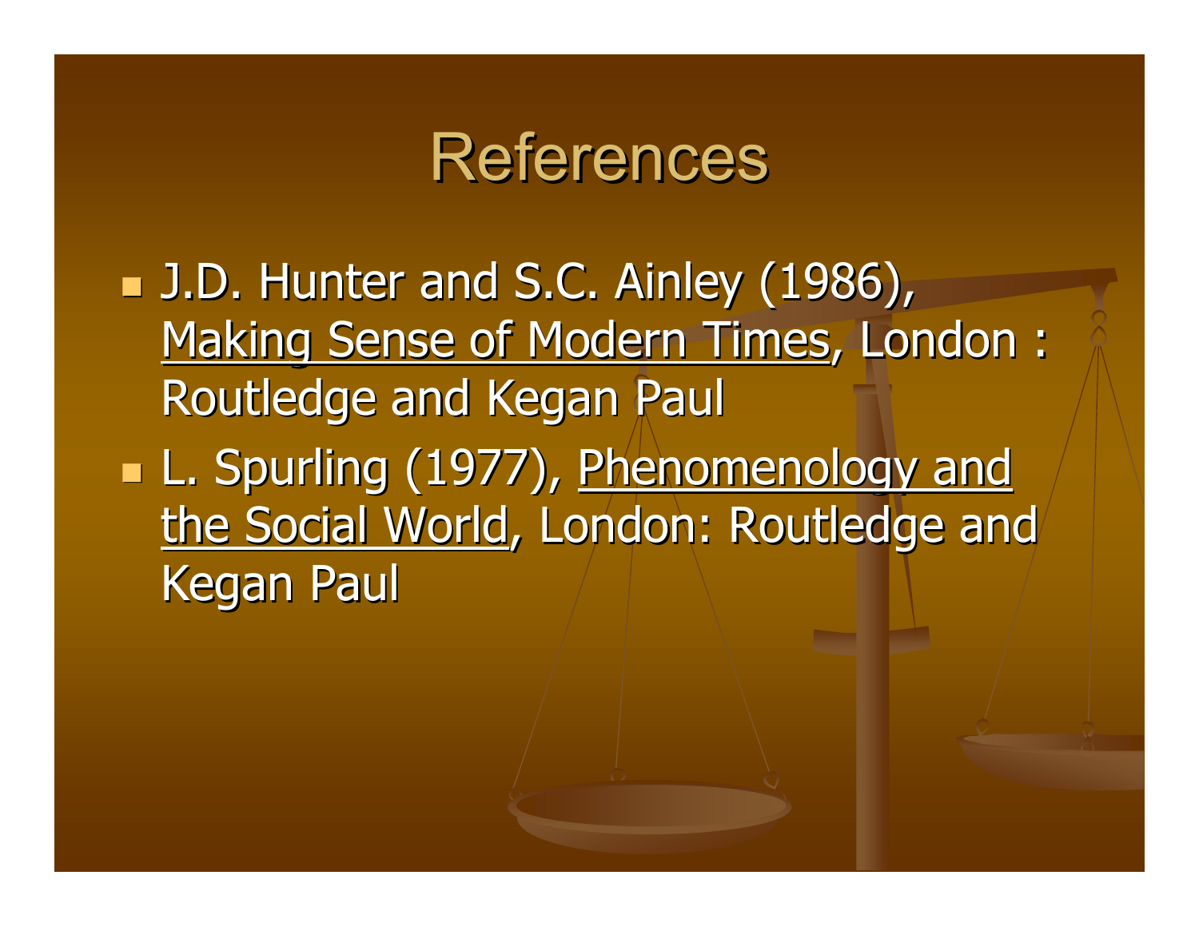# References

- J.D. Hunter and S.C. Ainley (1986), Making Sense of Modern Times, London : Routledge and Kegan Paul
- L. Spurling (1977), Phenomenology and the Social World, London: Routledge and Kegan Paul